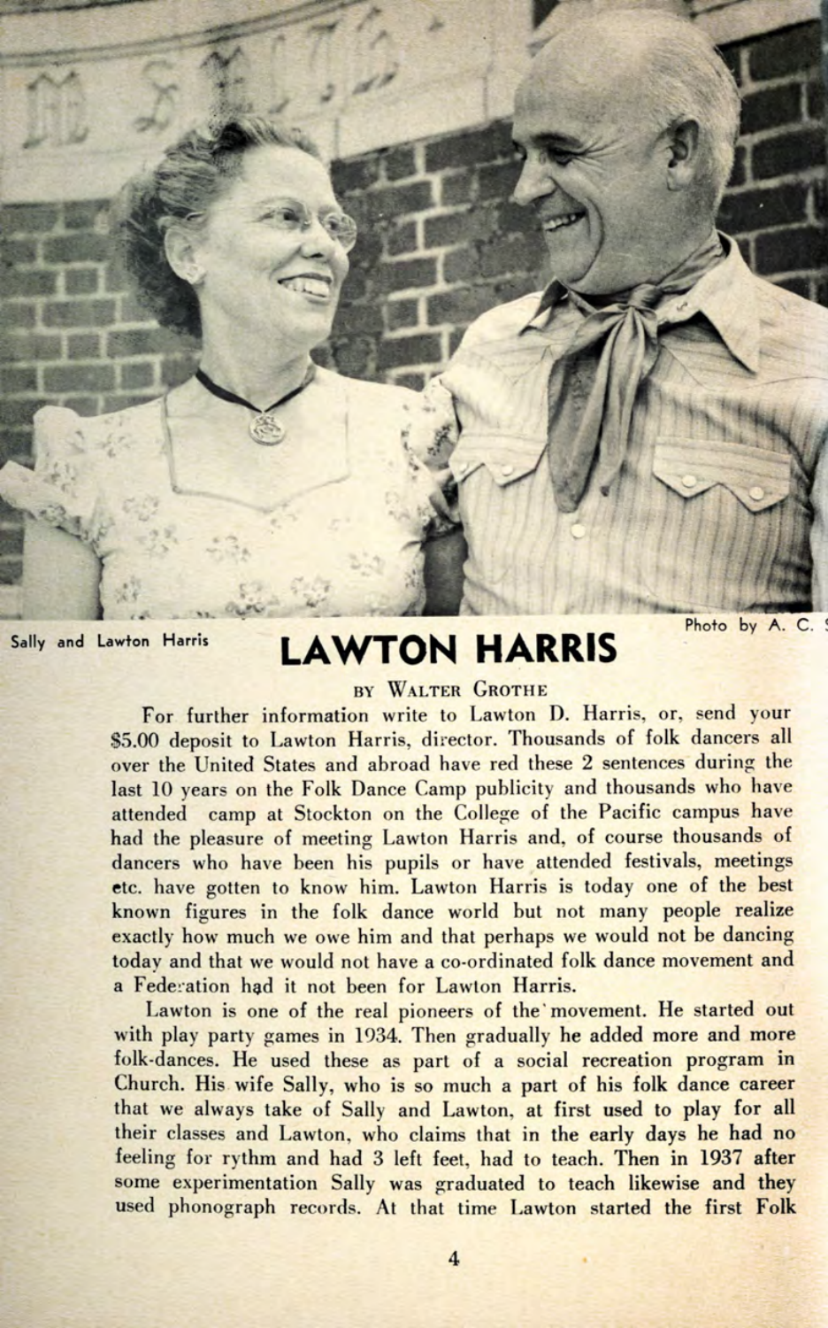Sally and Lawton Harris

Photo by A. C.

# LAWTON HARRIS

BY WALTER GROTHE

For further information write to Lawton D. Harris, or, send your $5.00 deposit to Lawton Harris, director. Thousands of folk dancers all over the United States and abroad have red these 2 sentences during the last 10 years on the Folk Dance Camp publicity and thousands who have attended camp at Stockton on the College of the Pacific campus have had the pleasure of meeting Lawton Harris and, of course thousands of dancers who have been his pupils or have attended festivals, meetings etc. have gotten to know him. Lawton Harris is today one of the best known figures in the folk dance world but not many people realize exactly how much we owe him and that perhaps we would not be dancing today and that we would not have a co-ordinated folk dance movement and a Federation had it not been for Lawton Harris.

Lawton is one of the real pioneers of the movement. He started out with play party games in 1934. Then gradually he added more and more folk-dances. He used these as part of a social recreation program in Church. His wife Sally, who is so much a part of his folk dance career that we always take of Sally and Lawton, at first used to play for all their classes and Lawton, who claims that in the early days he had no feeling for rythm and had 3 left feet, had to teach. Then in 1937 after some experimentation Sally was graduated to teach likewise and they used phonograph records. At that time Lawton started the first Folk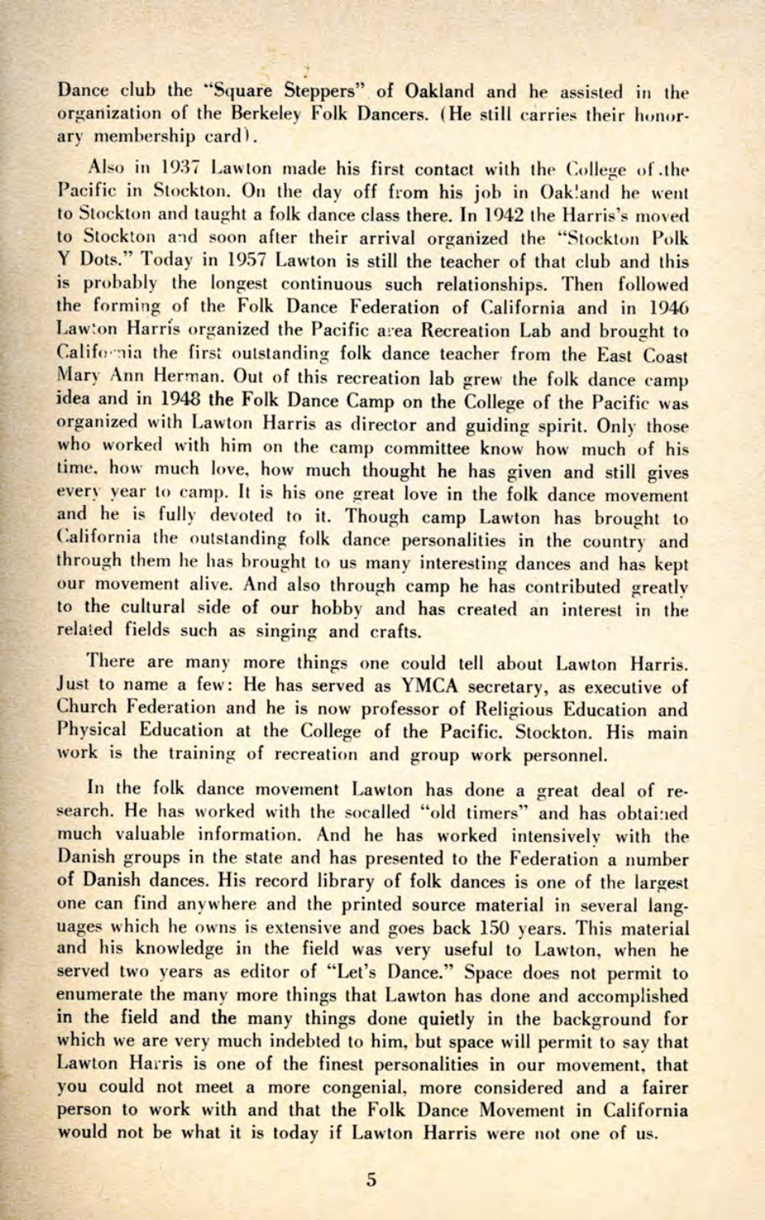Dance club the "Square Steppers" of Oakland and he assisted in the organization of the Berkeley Folk Dancers. (He still carries their honorary membership card).

Also in 1937 Lawton made his first contact with the College of the Pacific in Stockton. On the day off from his job in Oakland he went to Stockton and taught a folk dance class there. In 1942 the Harris's moved to Stockton and soon after their arrival organized the "Stockton Polk Y Dots." Today in 1957 Lawton is still the teacher of that club and this is probably the longest continuous such relationships. Then followed the forming of the Folk Dance Federation of California and in 1946 Lawton Harris organized the Pacific area Recreation Lab and brought to California the first outstanding folk dance teacher from the East Coast Mary Ann Herman. Out of this recreation lab grew the folk dance camp idea and in 1948 the Folk Dance Camp on the College of the Pacific was organized with Lawton Harris as director and guiding spirit. Only those who worked with him on the camp committee know how much of his time, how much love, how much thought he has given and still gives every year to camp. It is his one great love in the folk dance movement and he is fully devoted to it. Though camp Lawton has brought to California the outstanding folk dance personalities in the country and through them he has brought to us many interesting dances and has kept our movement alive. And also through camp he has contributed greatly to the cultural side of our hobby and has created an interest in the related fields such as singing and crafts.

There are many more things one could tell about Lawton Harris. Just to name a few: He has served as YMCA secretary, as executive of Church Federation and he is now professor of Religious Education and Physical Education at the College of the Pacific, Stockton. His main work is the training of recreation and group work personnel.

In the folk dance movement Lawton has done a great deal of research. He has worked with the socalled "old timers" and has obtained much valuable information. And he has worked intensively with the Danish groups in the state and has presented to the Federation a number of Danish dances. His record library of folk dances is one of the largest one can find anywhere and the printed source material in several languages which he owns is extensive and goes back 150 years. This material and his knowledge in the field was very useful to Lawton, when he served two years as editor of "Let's Dance." Space does not permit to enumerate the many more things that Lawton has done and accomplished in the field and the many things done quietly in the background for which we are very much indebted to him, but space will permit to say that Lawton Harris is one of the finest personalities in our movement, that you could not meet a more congenial, more considered and a fairer person to work with and that the Folk Dance Movement in California would not be what it is today if Lawton Harris were not one of us.